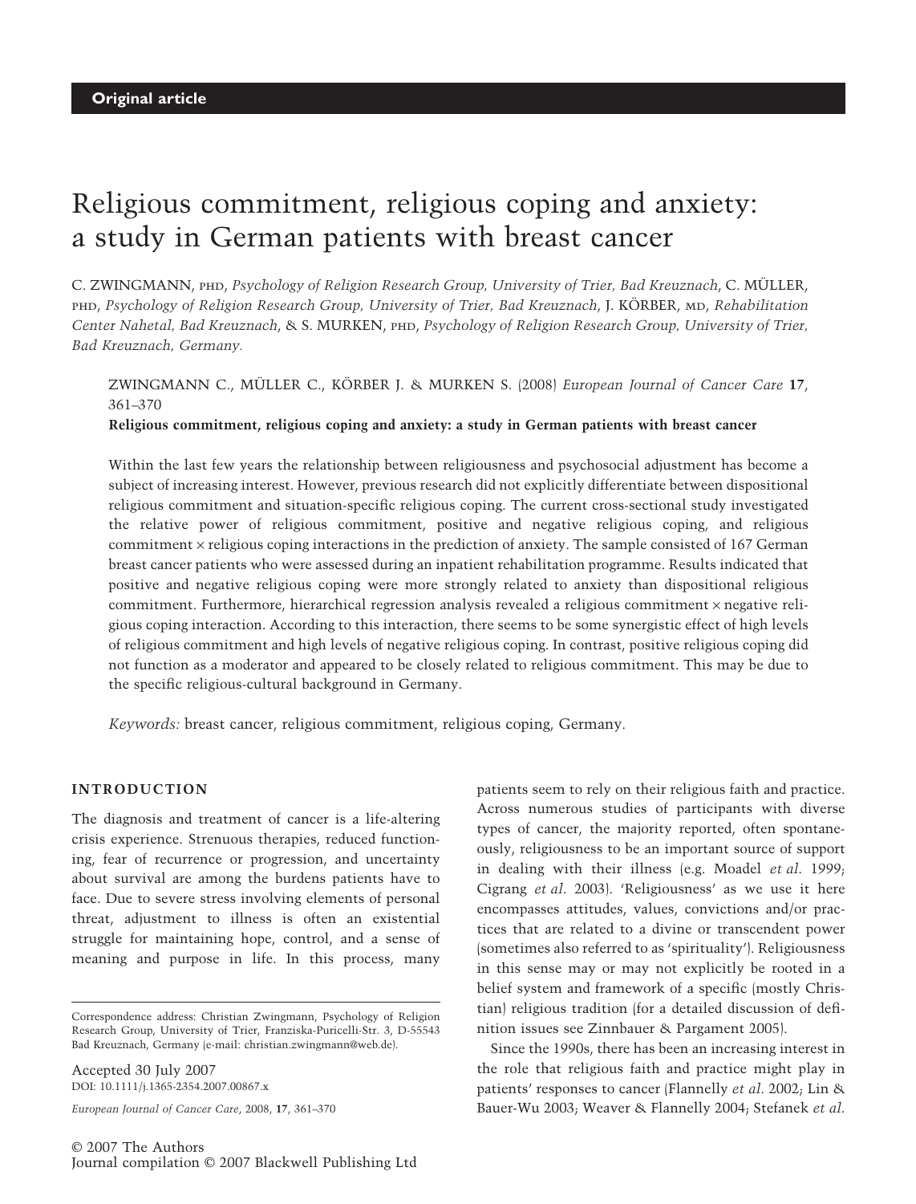**Original article**

# Religious commitment, religious coping and anxiety: a study in German patients with breast cancer

C. ZWINGMANN, PHD, *Psychology of Religion Research Group, University of Trier, Bad Kreuznach*, C. MÜLLER, PHD, *Psychology of Religion Research Group, University of Trier, Bad Kreuznach*, J. KÖRBER, MD, *Rehabilitation Center Nahetal, Bad Kreuznach*, & S. MURKEN, PHD, *Psychology of Religion Research Group, University of Trier, Bad Kreuznach, Germany.*

ZWINGMANN C., MÜLLER C., KÖRBER J. & MURKEN S. (2008) *European Journal of Cancer Care* **17**, 361–370

**Religious commitment, religious coping and anxiety: a study in German patients with breast cancer**

Within the last few years the relationship between religiousness and psychosocial adjustment has become a subject of increasing interest. However, previous research did not explicitly differentiate between dispositional religious commitment and situation-specific religious coping. The current cross-sectional study investigated the relative power of religious commitment, positive and negative religious coping, and religious commitment × religious coping interactions in the prediction of anxiety. The sample consisted of 167 German breast cancer patients who were assessed during an inpatient rehabilitation programme. Results indicated that positive and negative religious coping were more strongly related to anxiety than dispositional religious commitment. Furthermore, hierarchical regression analysis revealed a religious commitment × negative religious coping interaction. According to this interaction, there seems to be some synergistic effect of high levels of religious commitment and high levels of negative religious coping. In contrast, positive religious coping did not function as a moderator and appeared to be closely related to religious commitment. This may be due to the specific religious-cultural background in Germany.

*Keywords:* breast cancer, religious commitment, religious coping, Germany.

## INTRODUCTION

The diagnosis and treatment of cancer is a life-altering crisis experience. Strenuous therapies, reduced functioning, fear of recurrence or progression, and uncertainty about survival are among the burdens patients have to face. Due to severe stress involving elements of personal threat, adjustment to illness is often an existential struggle for maintaining hope, control, and a sense of meaning and purpose in life. In this process, many patients seem to rely on their religious faith and practice. Across numerous studies of participants with diverse types of cancer, the majority reported, often spontaneously, religiousness to be an important source of support in dealing with their illness (e.g. Moadel *et al*. 1999; Cigrang *et al*. 2003). 'Religiousness' as we use it here encompasses attitudes, values, convictions and/or practices that are related to a divine or transcendent power (sometimes also referred to as 'spirituality'). Religiousness in this sense may or may not explicitly be rooted in a belief system and framework of a specific (mostly Christian) religious tradition (for a detailed discussion of definition issues see Zinnbauer & Pargament 2005).

Since the 1990s, there has been an increasing interest in the role that religious faith and practice might play in patients' responses to cancer (Flannelly *et al*. 2002; Lin & Bauer-Wu 2003; Weaver & Flannelly 2004; Stefanek *et al*.

Correspondence address: Christian Zwingmann, Psychology of Religion Research Group, University of Trier, Franziska-Puricelli-Str. 3, D-55543 Bad Kreuznach, Germany (e-mail: christian.zwingmann@web.de).

Accepted 30 July 2007
DOI: 10.1111/j.1365-2354.2007.00867.x

© 2007 The Authors
Journal compilation © 2007 Blackwell Publishing Ltd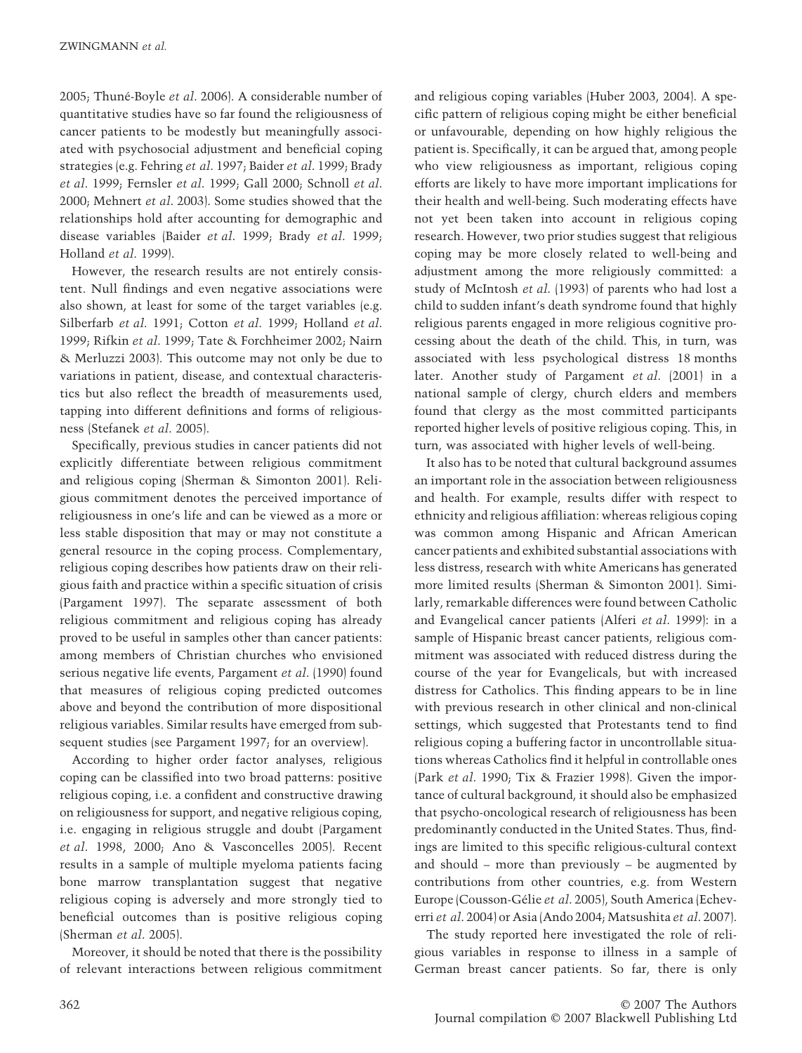2005; Thuné-Boyle *et al*. 2006). A considerable number of quantitative studies have so far found the religiousness of cancer patients to be modestly but meaningfully associated with psychosocial adjustment and beneficial coping strategies (e.g. Fehring *et al*. 1997; Baider *et al*. 1999; Brady *et al*. 1999; Fernsler *et al*. 1999; Gall 2000; Schnoll *et al*. 2000; Mehnert *et al*. 2003). Some studies showed that the relationships hold after accounting for demographic and disease variables (Baider *et al*. 1999; Brady *et al*. 1999; Holland *et al*. 1999).

However, the research results are not entirely consistent. Null findings and even negative associations were also shown, at least for some of the target variables (e.g. Silberfarb *et al*. 1991; Cotton *et al*. 1999; Holland *et al*. 1999; Rifkin *et al*. 1999; Tate & Forchheimer 2002; Nairn & Merluzzi 2003). This outcome may not only be due to variations in patient, disease, and contextual characteristics but also reflect the breadth of measurements used, tapping into different definitions and forms of religiousness (Stefanek *et al*. 2005).

Specifically, previous studies in cancer patients did not explicitly differentiate between religious commitment and religious coping (Sherman & Simonton 2001). Religious commitment denotes the perceived importance of religiousness in one's life and can be viewed as a more or less stable disposition that may or may not constitute a general resource in the coping process. Complementary, religious coping describes how patients draw on their religious faith and practice within a specific situation of crisis (Pargament 1997). The separate assessment of both religious commitment and religious coping has already proved to be useful in samples other than cancer patients: among members of Christian churches who envisioned serious negative life events, Pargament *et al*. (1990) found that measures of religious coping predicted outcomes above and beyond the contribution of more dispositional religious variables. Similar results have emerged from subsequent studies (see Pargament 1997; for an overview).

According to higher order factor analyses, religious coping can be classified into two broad patterns: positive religious coping, i.e. a confident and constructive drawing on religiousness for support, and negative religious coping, i.e. engaging in religious struggle and doubt (Pargament *et al*. 1998, 2000; Ano & Vasconcelles 2005). Recent results in a sample of multiple myeloma patients facing bone marrow transplantation suggest that negative religious coping is adversely and more strongly tied to beneficial outcomes than is positive religious coping (Sherman *et al*. 2005).

Moreover, it should be noted that there is the possibility of relevant interactions between religious commitment and religious coping variables (Huber 2003, 2004). A specific pattern of religious coping might be either beneficial or unfavourable, depending on how highly religious the patient is. Specifically, it can be argued that, among people who view religiousness as important, religious coping efforts are likely to have more important implications for their health and well-being. Such moderating effects have not yet been taken into account in religious coping research. However, two prior studies suggest that religious coping may be more closely related to well-being and adjustment among the more religiously committed: a study of McIntosh *et al*. (1993) of parents who had lost a child to sudden infant's death syndrome found that highly religious parents engaged in more religious cognitive processing about the death of the child. This, in turn, was associated with less psychological distress 18 months later. Another study of Pargament *et al*. (2001) in a national sample of clergy, church elders and members found that clergy as the most committed participants reported higher levels of positive religious coping. This, in turn, was associated with higher levels of well-being.

It also has to be noted that cultural background assumes an important role in the association between religiousness and health. For example, results differ with respect to ethnicity and religious affiliation: whereas religious coping was common among Hispanic and African American cancer patients and exhibited substantial associations with less distress, research with white Americans has generated more limited results (Sherman & Simonton 2001). Similarly, remarkable differences were found between Catholic and Evangelical cancer patients (Alferi *et al*. 1999): in a sample of Hispanic breast cancer patients, religious commitment was associated with reduced distress during the course of the year for Evangelicals, but with increased distress for Catholics. This finding appears to be in line with previous research in other clinical and non-clinical settings, which suggested that Protestants tend to find religious coping a buffering factor in uncontrollable situations whereas Catholics find it helpful in controllable ones (Park *et al*. 1990; Tix & Frazier 1998). Given the importance of cultural background, it should also be emphasized that psycho-oncological research of religiousness has been predominantly conducted in the United States. Thus, findings are limited to this specific religious-cultural context and should – more than previously – be augmented by contributions from other countries, e.g. from Western Europe (Cousson-Gélie *et al*. 2005), South America (Echeverri *et al*. 2004) or Asia (Ando 2004; Matsushita *et al*. 2007).

The study reported here investigated the role of religious variables in response to illness in a sample of German breast cancer patients. So far, there is only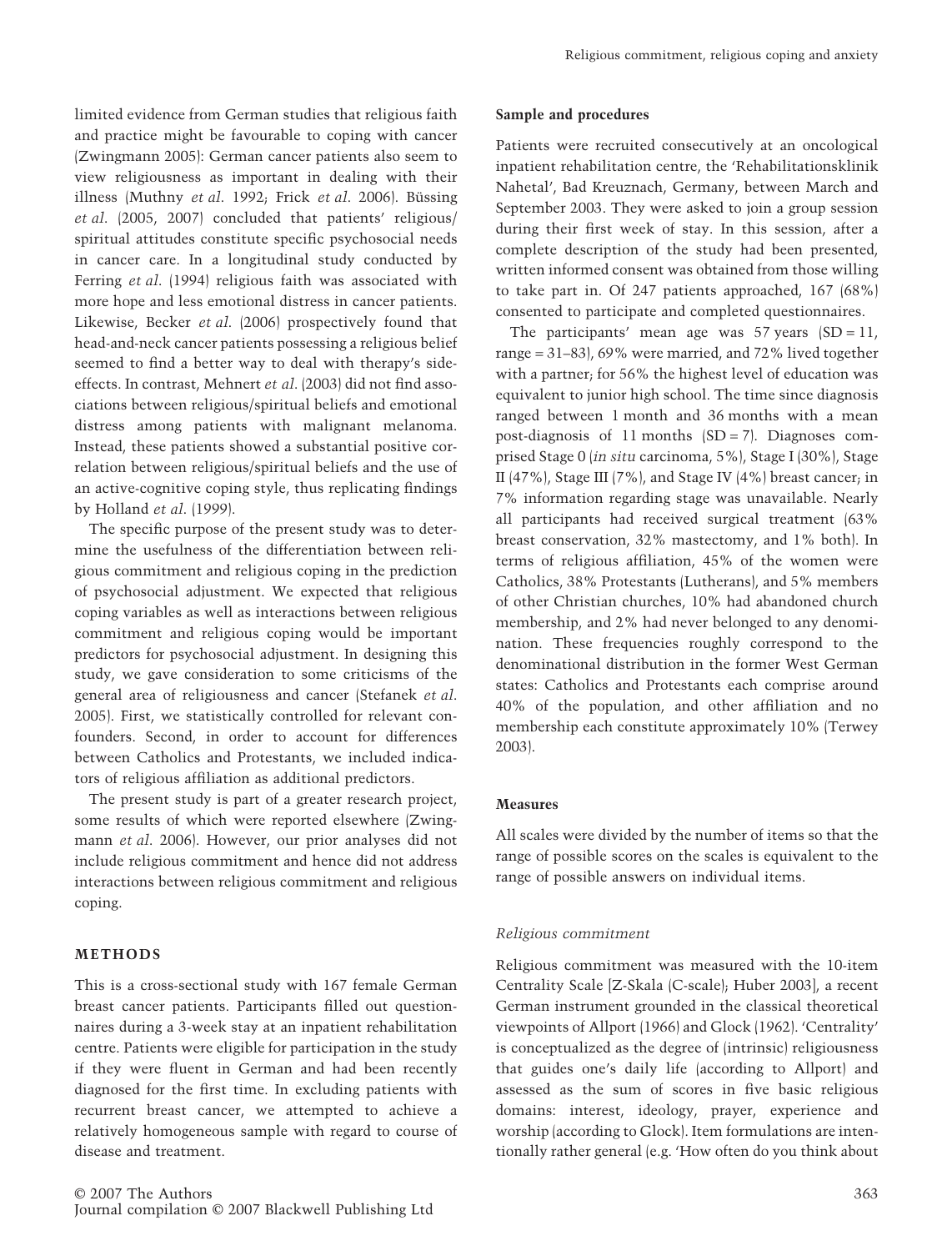limited evidence from German studies that religious faith and practice might be favourable to coping with cancer (Zwingmann 2005): German cancer patients also seem to view religiousness as important in dealing with their illness (Muthny *et al*. 1992; Frick *et al*. 2006). Büssing *et al*. (2005, 2007) concluded that patients' religious/spiritual attitudes constitute specific psychosocial needs in cancer care. In a longitudinal study conducted by Ferring *et al*. (1994) religious faith was associated with more hope and less emotional distress in cancer patients. Likewise, Becker *et al*. (2006) prospectively found that head-and-neck cancer patients possessing a religious belief seemed to find a better way to deal with therapy's side-effects. In contrast, Mehnert *et al*. (2003) did not find associations between religious/spiritual beliefs and emotional distress among patients with malignant melanoma. Instead, these patients showed a substantial positive correlation between religious/spiritual beliefs and the use of an active-cognitive coping style, thus replicating findings by Holland *et al*. (1999).

The specific purpose of the present study was to determine the usefulness of the differentiation between religious commitment and religious coping in the prediction of psychosocial adjustment. We expected that religious coping variables as well as interactions between religious commitment and religious coping would be important predictors for psychosocial adjustment. In designing this study, we gave consideration to some criticisms of the general area of religiousness and cancer (Stefanek *et al*. 2005). First, we statistically controlled for relevant confounders. Second, in order to account for differences between Catholics and Protestants, we included indicators of religious affiliation as additional predictors.

The present study is part of a greater research project, some results of which were reported elsewhere (Zwingmann *et al*. 2006). However, our prior analyses did not include religious commitment and hence did not address interactions between religious commitment and religious coping.

## METHODS

This is a cross-sectional study with 167 female German breast cancer patients. Participants filled out questionnaires during a 3-week stay at an inpatient rehabilitation centre. Patients were eligible for participation in the study if they were fluent in German and had been recently diagnosed for the first time. In excluding patients with recurrent breast cancer, we attempted to achieve a relatively homogeneous sample with regard to course of disease and treatment.

### Sample and procedures

Patients were recruited consecutively at an oncological inpatient rehabilitation centre, the 'Rehabilitationsklinik Nahetal', Bad Kreuznach, Germany, between March and September 2003. They were asked to join a group session during their first week of stay. In this session, after a complete description of the study had been presented, written informed consent was obtained from those willing to take part in. Of 247 patients approached, 167 (68%) consented to participate and completed questionnaires.

The participants' mean age was 57 years (SD = 11, range = 31–83), 69% were married, and 72% lived together with a partner; for 56% the highest level of education was equivalent to junior high school. The time since diagnosis ranged between 1 month and 36 months with a mean post-diagnosis of 11 months (SD = 7). Diagnoses comprised Stage 0 (*in situ* carcinoma, 5%), Stage I (30%), Stage II (47%), Stage III (7%), and Stage IV (4%) breast cancer; in 7% information regarding stage was unavailable. Nearly all participants had received surgical treatment (63% breast conservation, 32% mastectomy, and 1% both). In terms of religious affiliation, 45% of the women were Catholics, 38% Protestants (Lutherans), and 5% members of other Christian churches, 10% had abandoned church membership, and 2% had never belonged to any denomination. These frequencies roughly correspond to the denominational distribution in the former West German states: Catholics and Protestants each comprise around 40% of the population, and other affiliation and no membership each constitute approximately 10% (Terwey 2003).

### Measures

All scales were divided by the number of items so that the range of possible scores on the scales is equivalent to the range of possible answers on individual items.

#### *Religious commitment*

Religious commitment was measured with the 10-item Centrality Scale [Z-Skala (C-scale); Huber 2003], a recent German instrument grounded in the classical theoretical viewpoints of Allport (1966) and Glock (1962). 'Centrality' is conceptualized as the degree of (intrinsic) religiousness that guides one's daily life (according to Allport) and assessed as the sum of scores in five basic religious domains: interest, ideology, prayer, experience and worship (according to Glock). Item formulations are intentionally rather general (e.g. 'How often do you think about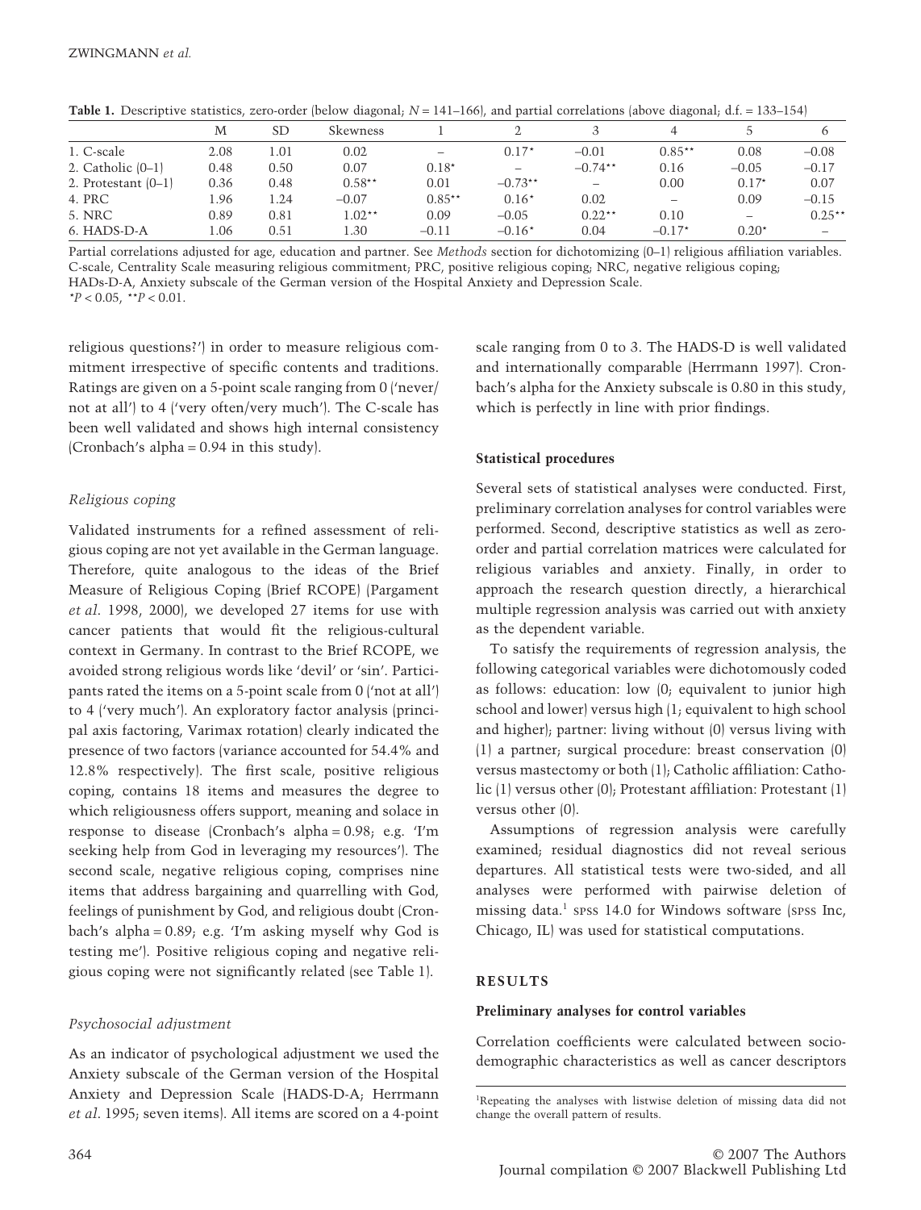**Table 1.** Descriptive statistics, zero-order (below diagonal; $N = 141$–166), and partial correlations (above diagonal; d.f. = 133–154)

| | M | SD | Skewness | 1 | 2 | 3 | 4 | 5 | 6 |
|---|---|---|---|---|---|---|---|---|---|
| 1. C-scale | 2.08 | 1.01 | 0.02 | – | 0.17* | −0.01 | 0.85** | 0.08 | −0.08 |
| 2. Catholic (0–1) | 0.48 | 0.50 | 0.07 | 0.18* | – | −0.74** | 0.16 | −0.05 | −0.17 |
| 2. Protestant (0–1) | 0.36 | 0.48 | 0.58** | 0.01 | −0.73** | – | 0.00 | 0.17* | 0.07 |
| 4. PRC | 1.96 | 1.24 | −0.07 | 0.85** | 0.16* | 0.02 | – | 0.09 | −0.15 |
| 5. NRC | 0.89 | 0.81 | 1.02** | 0.09 | −0.05 | 0.22** | 0.10 | – | 0.25** |
| 6. HADS-D-A | 1.06 | 0.51 | 1.30 | −0.11 | −0.16* | 0.04 | −0.17* | 0.20* | – |

Partial correlations adjusted for age, education and partner. See *Methods* section for dichotomizing (0–1) religious affiliation variables. C-scale, Centrality Scale measuring religious commitment; PRC, positive religious coping; NRC, negative religious coping; HADs-D-A, Anxiety subscale of the German version of the Hospital Anxiety and Depression Scale.
*$P < 0.05$, **$P < 0.01$.

religious questions?') in order to measure religious commitment irrespective of specific contents and traditions. Ratings are given on a 5-point scale ranging from 0 ('never/not at all') to 4 ('very often/very much'). The C-scale has been well validated and shows high internal consistency (Cronbach's alpha = 0.94 in this study).

### *Religious coping*

Validated instruments for a refined assessment of religious coping are not yet available in the German language. Therefore, quite analogous to the ideas of the Brief Measure of Religious Coping (Brief RCOPE) (Pargament *et al*. 1998, 2000), we developed 27 items for use with cancer patients that would fit the religious-cultural context in Germany. In contrast to the Brief RCOPE, we avoided strong religious words like 'devil' or 'sin'. Participants rated the items on a 5-point scale from 0 ('not at all') to 4 ('very much'). An exploratory factor analysis (principal axis factoring, Varimax rotation) clearly indicated the presence of two factors (variance accounted for 54.4% and 12.8% respectively). The first scale, positive religious coping, contains 18 items and measures the degree to which religiousness offers support, meaning and solace in response to disease (Cronbach's alpha = 0.98; e.g. 'I'm seeking help from God in leveraging my resources'). The second scale, negative religious coping, comprises nine items that address bargaining and quarrelling with God, feelings of punishment by God, and religious doubt (Cronbach's alpha = 0.89; e.g. 'I'm asking myself why God is testing me'). Positive religious coping and negative religious coping were not significantly related (see Table 1).

### *Psychosocial adjustment*

As an indicator of psychological adjustment we used the Anxiety subscale of the German version of the Hospital Anxiety and Depression Scale (HADS-D-A; Herrmann *et al*. 1995; seven items). All items are scored on a 4-point scale ranging from 0 to 3. The HADS-D is well validated and internationally comparable (Herrmann 1997). Cronbach's alpha for the Anxiety subscale is 0.80 in this study, which is perfectly in line with prior findings.

### Statistical procedures

Several sets of statistical analyses were conducted. First, preliminary correlation analyses for control variables were performed. Second, descriptive statistics as well as zero-order and partial correlation matrices were calculated for religious variables and anxiety. Finally, in order to approach the research question directly, a hierarchical multiple regression analysis was carried out with anxiety as the dependent variable.

To satisfy the requirements of regression analysis, the following categorical variables were dichotomously coded as follows: education: low (0; equivalent to junior high school and lower) versus high (1; equivalent to high school and higher); partner: living without (0) versus living with (1) a partner; surgical procedure: breast conservation (0) versus mastectomy or both (1); Catholic affiliation: Catholic (1) versus other (0); Protestant affiliation: Protestant (1) versus other (0).

Assumptions of regression analysis were carefully examined; residual diagnostics did not reveal serious departures. All statistical tests were two-sided, and all analyses were performed with pairwise deletion of missing data.[1] SPSS 14.0 for Windows software (SPSS Inc, Chicago, IL) was used for statistical computations.

## RESULTS

### Preliminary analyses for control variables

Correlation coefficients were calculated between sociodemographic characteristics as well as cancer descriptors

[1]Repeating the analyses with listwise deletion of missing data did not change the overall pattern of results.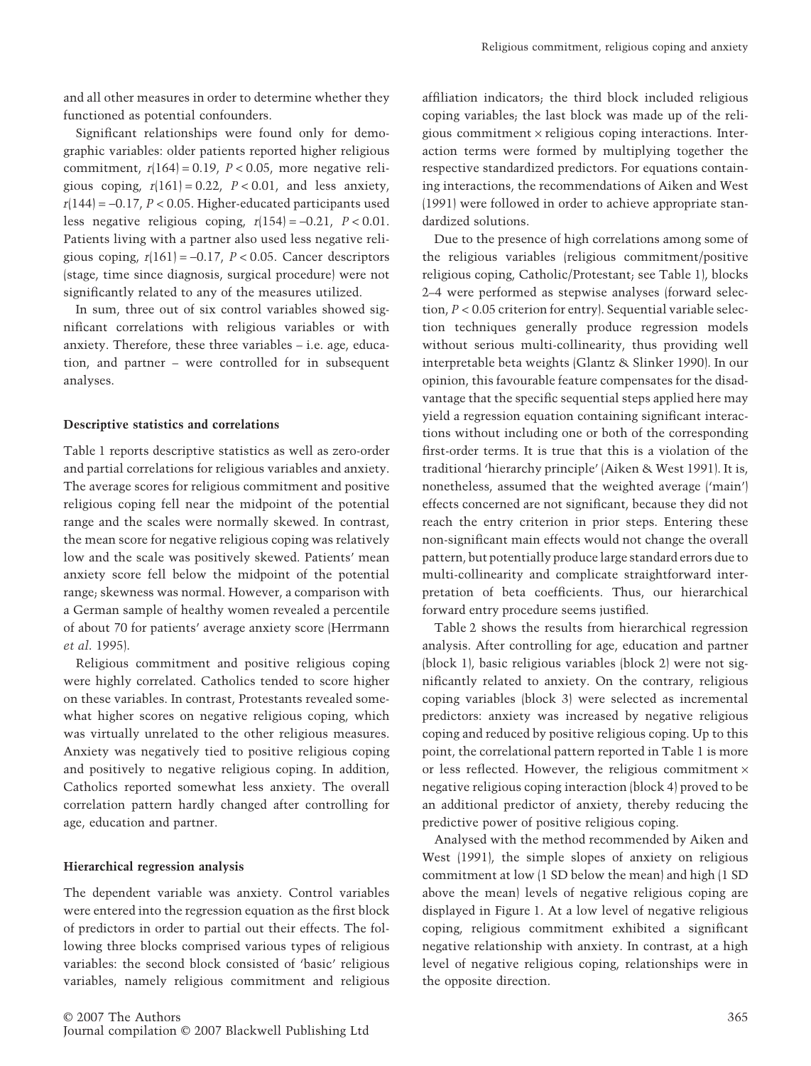and all other measures in order to determine whether they functioned as potential confounders.

Significant relationships were found only for demographic variables: older patients reported higher religious commitment, $r(164) = 0.19$, $P < 0.05$, more negative religious coping, $r(161) = 0.22$, $P < 0.01$, and less anxiety, $r(144) = -0.17$, $P < 0.05$. Higher-educated participants used less negative religious coping, $r(154) = -0.21$, $P < 0.01$. Patients living with a partner also used less negative religious coping, $r(161) = -0.17$, $P < 0.05$. Cancer descriptors (stage, time since diagnosis, surgical procedure) were not significantly related to any of the measures utilized.

In sum, three out of six control variables showed significant correlations with religious variables or with anxiety. Therefore, these three variables – i.e. age, education, and partner – were controlled for in subsequent analyses.

### Descriptive statistics and correlations

Table 1 reports descriptive statistics as well as zero-order and partial correlations for religious variables and anxiety. The average scores for religious commitment and positive religious coping fell near the midpoint of the potential range and the scales were normally skewed. In contrast, the mean score for negative religious coping was relatively low and the scale was positively skewed. Patients' mean anxiety score fell below the midpoint of the potential range; skewness was normal. However, a comparison with a German sample of healthy women revealed a percentile of about 70 for patients' average anxiety score (Herrmann *et al.* 1995).

Religious commitment and positive religious coping were highly correlated. Catholics tended to score higher on these variables. In contrast, Protestants revealed somewhat higher scores on negative religious coping, which was virtually unrelated to the other religious measures. Anxiety was negatively tied to positive religious coping and positively to negative religious coping. In addition, Catholics reported somewhat less anxiety. The overall correlation pattern hardly changed after controlling for age, education and partner.

### Hierarchical regression analysis

The dependent variable was anxiety. Control variables were entered into the regression equation as the first block of predictors in order to partial out their effects. The following three blocks comprised various types of religious variables: the second block consisted of 'basic' religious variables, namely religious commitment and religious affiliation indicators; the third block included religious coping variables; the last block was made up of the religious commitment × religious coping interactions. Interaction terms were formed by multiplying together the respective standardized predictors. For equations containing interactions, the recommendations of Aiken and West (1991) were followed in order to achieve appropriate standardized solutions.

Due to the presence of high correlations among some of the religious variables (religious commitment/positive religious coping, Catholic/Protestant; see Table 1), blocks 2–4 were performed as stepwise analyses (forward selection, $P < 0.05$ criterion for entry). Sequential variable selection techniques generally produce regression models without serious multi-collinearity, thus providing well interpretable beta weights (Glantz & Slinker 1990). In our opinion, this favourable feature compensates for the disadvantage that the specific sequential steps applied here may yield a regression equation containing significant interactions without including one or both of the corresponding first-order terms. It is true that this is a violation of the traditional 'hierarchy principle' (Aiken & West 1991). It is, nonetheless, assumed that the weighted average ('main') effects concerned are not significant, because they did not reach the entry criterion in prior steps. Entering these non-significant main effects would not change the overall pattern, but potentially produce large standard errors due to multi-collinearity and complicate straightforward interpretation of beta coefficients. Thus, our hierarchical forward entry procedure seems justified.

Table 2 shows the results from hierarchical regression analysis. After controlling for age, education and partner (block 1), basic religious variables (block 2) were not significantly related to anxiety. On the contrary, religious coping variables (block 3) were selected as incremental predictors: anxiety was increased by negative religious coping and reduced by positive religious coping. Up to this point, the correlational pattern reported in Table 1 is more or less reflected. However, the religious commitment × negative religious coping interaction (block 4) proved to be an additional predictor of anxiety, thereby reducing the predictive power of positive religious coping.

Analysed with the method recommended by Aiken and West (1991), the simple slopes of anxiety on religious commitment at low (1 SD below the mean) and high (1 SD above the mean) levels of negative religious coping are displayed in Figure 1. At a low level of negative religious coping, religious commitment exhibited a significant negative relationship with anxiety. In contrast, at a high level of negative religious coping, relationships were in the opposite direction.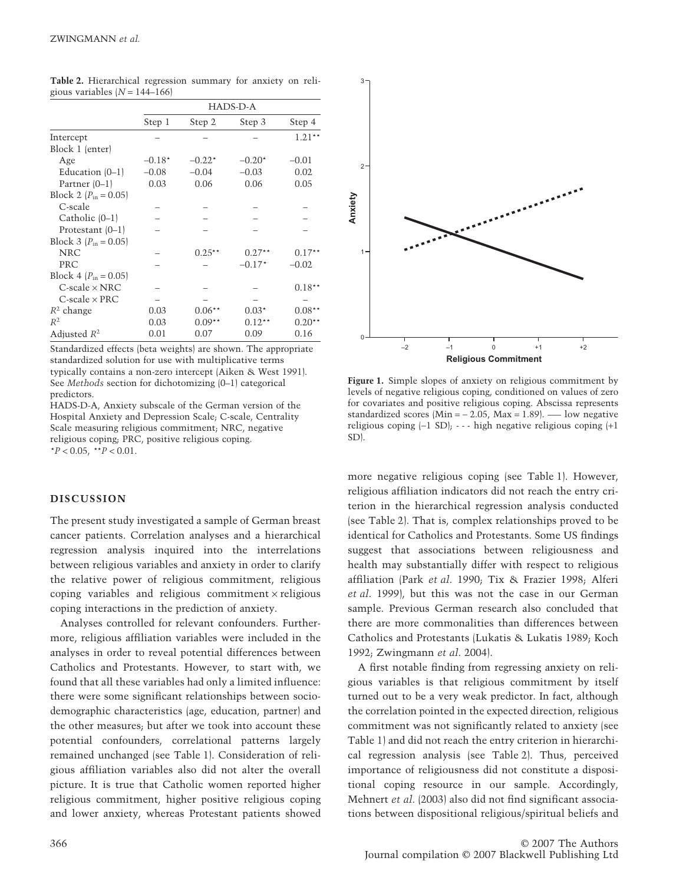**Table 2.** Hierarchical regression summary for anxiety on religious variables ($N$ = 144–166)

| | HADS-D-A | | | |
|---|---|---|---|---|
| | Step 1 | Step 2 | Step 3 | Step 4 |
| Intercept | – | – | – | 1.21** |
| Block 1 (enter) | | | | |
| Age | −0.18* | −0.22* | −0.20* | −0.01 |
| Education (0–1) | −0.08 | −0.04 | −0.03 | 0.02 |
| Partner (0–1) | 0.03 | 0.06 | 0.06 | 0.05 |
| Block 2 ($P_{in}$ = 0.05) | | | | |
| C-scale | – | – | – | – |
| Catholic (0–1) | – | – | – | – |
| Protestant (0–1) | – | – | – | – |
| Block 3 ($P_{in}$ = 0.05) | | | | |
| NRC | – | 0.25** | 0.27** | 0.17** |
| PRC | – | – | −0.17* | −0.02 |
| Block 4 ($P_{in}$ = 0.05) | | | | |
| C-scale × NRC | – | – | – | 0.18** |
| C-scale × PRC | – | – | – | – |
| $R^2$ change | 0.03 | 0.06** | 0.03* | 0.08** |
| $R^2$ | 0.03 | 0.09** | 0.12** | 0.20** |
| Adjusted $R^2$ | 0.01 | 0.07 | 0.09 | 0.16 |

Standardized effects (beta weights) are shown. The appropriate standardized solution for use with multiplicative terms typically contains a non-zero intercept (Aiken & West 1991). See *Methods* section for dichotomizing (0–1) categorical predictors.

HADS-D-A, Anxiety subscale of the German version of the Hospital Anxiety and Depression Scale; C-scale, Centrality Scale measuring religious commitment; NRC, negative religious coping; PRC, positive religious coping.

*$P$ < 0.05, **$P$ < 0.01.

**Figure 1.** Simple slopes of anxiety on religious commitment by levels of negative religious coping, conditioned on values of zero for covariates and positive religious coping. Abscissa represents standardized scores (Min = – 2.05, Max = 1.89). —— low negative religious coping (–1 SD); - - - high negative religious coping (+1 SD).

## DISCUSSION

The present study investigated a sample of German breast cancer patients. Correlation analyses and a hierarchical regression analysis inquired into the interrelations between religious variables and anxiety in order to clarify the relative power of religious commitment, religious coping variables and religious commitment × religious coping interactions in the prediction of anxiety.

Analyses controlled for relevant confounders. Furthermore, religious affiliation variables were included in the analyses in order to reveal potential differences between Catholics and Protestants. However, to start with, we found that all these variables had only a limited influence: there were some significant relationships between sociodemographic characteristics (age, education, partner) and the other measures; but after we took into account these potential confounders, correlational patterns largely remained unchanged (see Table 1). Consideration of religious affiliation variables also did not alter the overall picture. It is true that Catholic women reported higher religious commitment, higher positive religious coping and lower anxiety, whereas Protestant patients showed more negative religious coping (see Table 1). However, religious affiliation indicators did not reach the entry criterion in the hierarchical regression analysis conducted (see Table 2). That is, complex relationships proved to be identical for Catholics and Protestants. Some US findings suggest that associations between religiousness and health may substantially differ with respect to religious affiliation (Park *et al*. 1990; Tix & Frazier 1998; Alferi *et al*. 1999), but this was not the case in our German sample. Previous German research also concluded that there are more commonalities than differences between Catholics and Protestants (Lukatis & Lukatis 1989; Koch 1992; Zwingmann *et al*. 2004).

A first notable finding from regressing anxiety on religious variables is that religious commitment by itself turned out to be a very weak predictor. In fact, although the correlation pointed in the expected direction, religious commitment was not significantly related to anxiety (see Table 1) and did not reach the entry criterion in hierarchical regression analysis (see Table 2). Thus, perceived importance of religiousness did not constitute a dispositional coping resource in our sample. Accordingly, Mehnert *et al*. (2003) also did not find significant associations between dispositional religious/spiritual beliefs and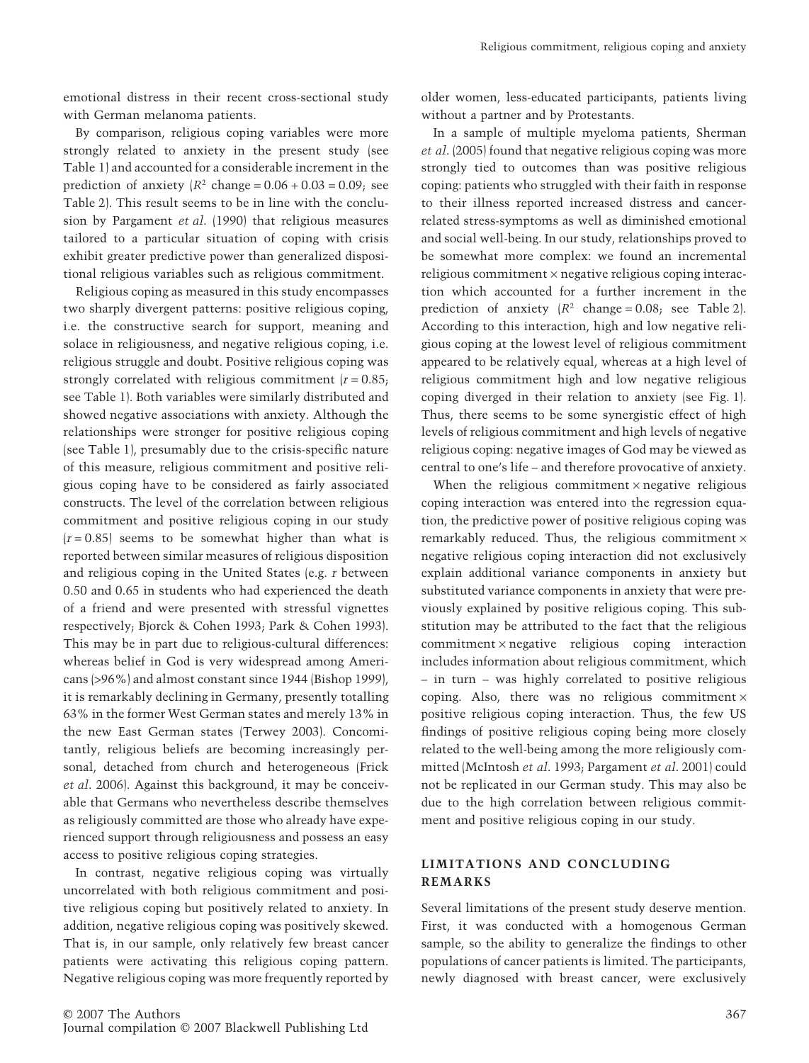emotional distress in their recent cross-sectional study with German melanoma patients.

By comparison, religious coping variables were more strongly related to anxiety in the present study (see Table 1) and accounted for a considerable increment in the prediction of anxiety ($R^2$ change = 0.06 + 0.03 = 0.09; see Table 2). This result seems to be in line with the conclusion by Pargament *et al.* (1990) that religious measures tailored to a particular situation of coping with crisis exhibit greater predictive power than generalized dispositional religious variables such as religious commitment.

Religious coping as measured in this study encompasses two sharply divergent patterns: positive religious coping, i.e. the constructive search for support, meaning and solace in religiousness, and negative religious coping, i.e. religious struggle and doubt. Positive religious coping was strongly correlated with religious commitment ($r$ = 0.85; see Table 1). Both variables were similarly distributed and showed negative associations with anxiety. Although the relationships were stronger for positive religious coping (see Table 1), presumably due to the crisis-specific nature of this measure, religious commitment and positive religious coping have to be considered as fairly associated constructs. The level of the correlation between religious commitment and positive religious coping in our study ($r$ = 0.85) seems to be somewhat higher than what is reported between similar measures of religious disposition and religious coping in the United States (e.g. $r$ between 0.50 and 0.65 in students who had experienced the death of a friend and were presented with stressful vignettes respectively; Bjorck & Cohen 1993; Park & Cohen 1993). This may be in part due to religious-cultural differences: whereas belief in God is very widespread among Americans (>96%) and almost constant since 1944 (Bishop 1999), it is remarkably declining in Germany, presently totalling 63% in the former West German states and merely 13% in the new East German states (Terwey 2003). Concomitantly, religious beliefs are becoming increasingly personal, detached from church and heterogeneous (Frick *et al.* 2006). Against this background, it may be conceivable that Germans who nevertheless describe themselves as religiously committed are those who already have experienced support through religiousness and possess an easy access to positive religious coping strategies.

In contrast, negative religious coping was virtually uncorrelated with both religious commitment and positive religious coping but positively related to anxiety. In addition, negative religious coping was positively skewed. That is, in our sample, only relatively few breast cancer patients were activating this religious coping pattern. Negative religious coping was more frequently reported by older women, less-educated participants, patients living without a partner and by Protestants.

In a sample of multiple myeloma patients, Sherman *et al.* (2005) found that negative religious coping was more strongly tied to outcomes than was positive religious coping: patients who struggled with their faith in response to their illness reported increased distress and cancer-related stress-symptoms as well as diminished emotional and social well-being. In our study, relationships proved to be somewhat more complex: we found an incremental religious commitment × negative religious coping interaction which accounted for a further increment in the prediction of anxiety ($R^2$ change = 0.08; see Table 2). According to this interaction, high and low negative religious coping at the lowest level of religious commitment appeared to be relatively equal, whereas at a high level of religious commitment high and low negative religious coping diverged in their relation to anxiety (see Fig. 1). Thus, there seems to be some synergistic effect of high levels of religious commitment and high levels of negative religious coping: negative images of God may be viewed as central to one's life – and therefore provocative of anxiety.

When the religious commitment × negative religious coping interaction was entered into the regression equation, the predictive power of positive religious coping was remarkably reduced. Thus, the religious commitment × negative religious coping interaction did not exclusively explain additional variance components in anxiety but substituted variance components in anxiety that were previously explained by positive religious coping. This substitution may be attributed to the fact that the religious commitment × negative religious coping interaction includes information about religious commitment, which – in turn – was highly correlated to positive religious coping. Also, there was no religious commitment × positive religious coping interaction. Thus, the few US findings of positive religious coping being more closely related to the well-being among the more religiously committed (McIntosh *et al.* 1993; Pargament *et al.* 2001) could not be replicated in our German study. This may also be due to the high correlation between religious commitment and positive religious coping in our study.

## LIMITATIONS AND CONCLUDING REMARKS

Several limitations of the present study deserve mention. First, it was conducted with a homogenous German sample, so the ability to generalize the findings to other populations of cancer patients is limited. The participants, newly diagnosed with breast cancer, were exclusively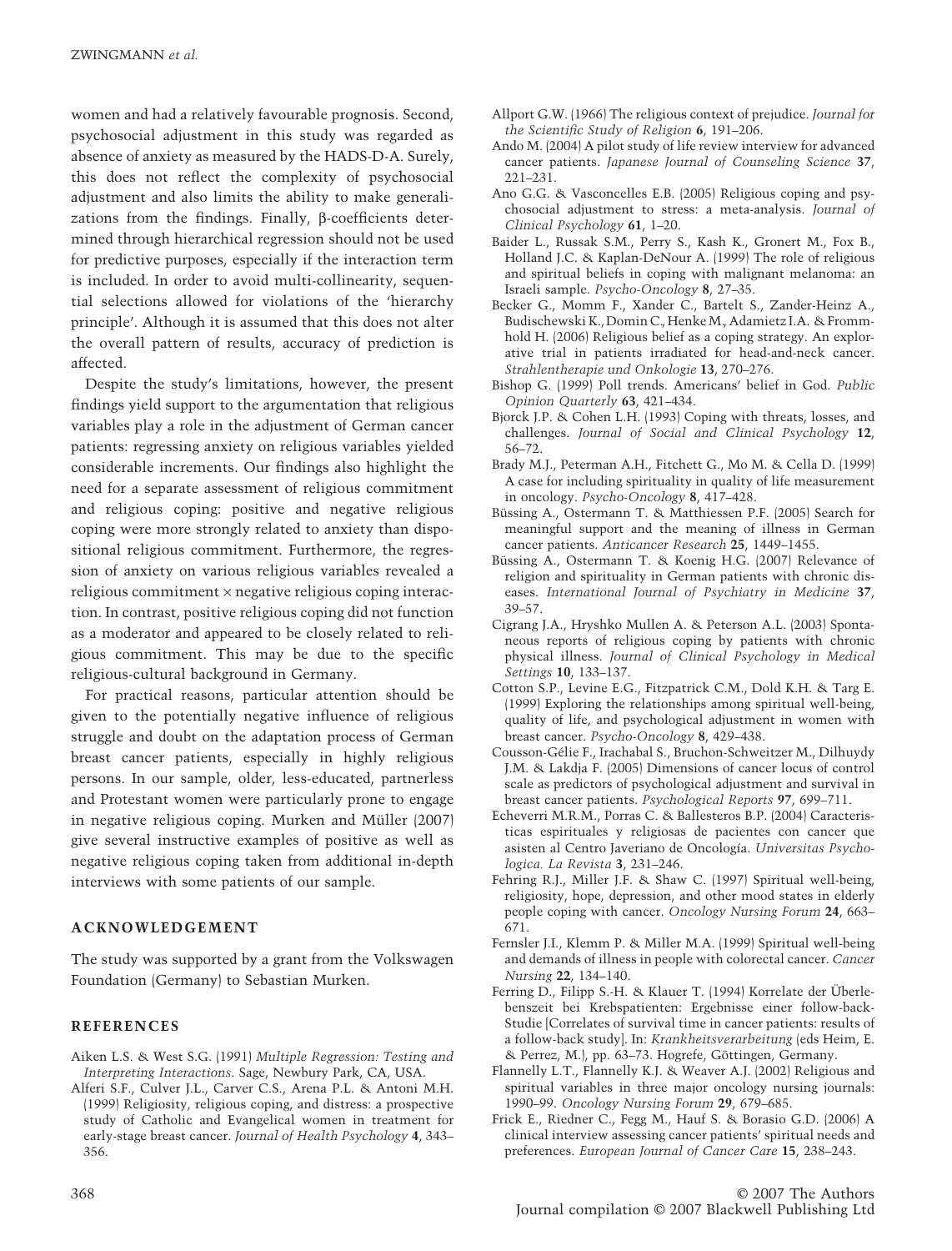women and had a relatively favourable prognosis. Second, psychosocial adjustment in this study was regarded as absence of anxiety as measured by the HADS-D-A. Surely, this does not reflect the complexity of psychosocial adjustment and also limits the ability to make generalizations from the findings. Finally, β-coefficients determined through hierarchical regression should not be used for predictive purposes, especially if the interaction term is included. In order to avoid multi-collinearity, sequential selections allowed for violations of the 'hierarchy principle'. Although it is assumed that this does not alter the overall pattern of results, accuracy of prediction is affected.

Despite the study's limitations, however, the present findings yield support to the argumentation that religious variables play a role in the adjustment of German cancer patients: regressing anxiety on religious variables yielded considerable increments. Our findings also highlight the need for a separate assessment of religious commitment and religious coping: positive and negative religious coping were more strongly related to anxiety than dispositional religious commitment. Furthermore, the regression of anxiety on various religious variables revealed a religious commitment × negative religious coping interaction. In contrast, positive religious coping did not function as a moderator and appeared to be closely related to religious commitment. This may be due to the specific religious-cultural background in Germany.

For practical reasons, particular attention should be given to the potentially negative influence of religious struggle and doubt on the adaptation process of German breast cancer patients, especially in highly religious persons. In our sample, older, less-educated, partnerless and Protestant women were particularly prone to engage in negative religious coping. Murken and Müller (2007) give several instructive examples of positive as well as negative religious coping taken from additional in-depth interviews with some patients of our sample.

## ACKNOWLEDGEMENT

The study was supported by a grant from the Volkswagen Foundation (Germany) to Sebastian Murken.

## REFERENCES

Aiken L.S. & West S.G. (1991) *Multiple Regression: Testing and Interpreting Interactions*. Sage, Newbury Park, CA, USA.

Alferi S.F., Culver J.L., Carver C.S., Arena P.L. & Antoni M.H. (1999) Religiosity, religious coping, and distress: a prospective study of Catholic and Evangelical women in treatment for early-stage breast cancer. *Journal of Health Psychology* **4**, 343–356.

Allport G.W. (1966) The religious context of prejudice. *Journal for the Scientific Study of Religion* **6**, 191–206.

Ando M. (2004) A pilot study of life review interview for advanced cancer patients. *Japanese Journal of Counseling Science* **37**, 221–231.

Ano G.G. & Vasconcelles E.B. (2005) Religious coping and psychosocial adjustment to stress: a meta-analysis. *Journal of Clinical Psychology* **61**, 1–20.

Baider L., Russak S.M., Perry S., Kash K., Gronert M., Fox B., Holland J.C. & Kaplan-DeNour A. (1999) The role of religious and spiritual beliefs in coping with malignant melanoma: an Israeli sample. *Psycho-Oncology* **8**, 27–35.

Becker G., Momm F., Xander C., Bartelt S., Zander-Heinz A., Budischewski K., Domin C., Henke M., Adamietz I.A. & Frommhold H. (2006) Religious belief as a coping strategy. An explorative trial in patients irradiated for head-and-neck cancer. *Strahlentherapie und Onkologie* **13**, 270–276.

Bishop G. (1999) Poll trends. Americans' belief in God. *Public Opinion Quarterly* **63**, 421–434.

Bjorck J.P. & Cohen L.H. (1993) Coping with threats, losses, and challenges. *Journal of Social and Clinical Psychology* **12**, 56–72.

Brady M.J., Peterman A.H., Fitchett G., Mo M. & Cella D. (1999) A case for including spirituality in quality of life measurement in oncology. *Psycho-Oncology* **8**, 417–428.

Büssing A., Ostermann T. & Matthiessen P.F. (2005) Search for meaningful support and the meaning of illness in German cancer patients. *Anticancer Research* **25**, 1449–1455.

Büssing A., Ostermann T. & Koenig H.G. (2007) Relevance of religion and spirituality in German patients with chronic diseases. *International Journal of Psychiatry in Medicine* **37**, 39–57.

Cigrang J.A., Hryshko Mullen A. & Peterson A.L. (2003) Spontaneous reports of religious coping by patients with chronic physical illness. *Journal of Clinical Psychology in Medical Settings* **10**, 133–137.

Cotton S.P., Levine E.G., Fitzpatrick C.M., Dold K.H. & Targ E. (1999) Exploring the relationships among spiritual well-being, quality of life, and psychological adjustment in women with breast cancer. *Psycho-Oncology* **8**, 429–438.

Cousson-Gélie F., Irachabal S., Bruchon-Schweitzer M., Dilhuydy J.M. & Lakdja F. (2005) Dimensions of cancer locus of control scale as predictors of psychological adjustment and survival in breast cancer patients. *Psychological Reports* **97**, 699–711.

Echeverri M.R.M., Porras C. & Ballesteros B.P. (2004) Caracteristicas espirituales y religiosas de pacientes con cancer que asisten al Centro Javeriano de Oncología. *Universitas Psychologica. La Revista* **3**, 231–246.

Fehring R.J., Miller J.F. & Shaw C. (1997) Spiritual well-being, religiosity, hope, depression, and other mood states in elderly people coping with cancer. *Oncology Nursing Forum* **24**, 663–671.

Fernsler J.I., Klemm P. & Miller M.A. (1999) Spiritual well-being and demands of illness in people with colorectal cancer. *Cancer Nursing* **22**, 134–140.

Ferring D., Filipp S.-H. & Klauer T. (1994) Korrelate der Überlebenszeit bei Krebspatienten: Ergebnisse einer follow-back-Studie [Correlates of survival time in cancer patients: results of a follow-back study]. In: *Krankheitsverarbeitung* (eds Heim, E. & Perrez, M.), pp. 63–73. Hogrefe, Göttingen, Germany.

Flannelly L.T., Flannelly K.J. & Weaver A.J. (2002) Religious and spiritual variables in three major oncology nursing journals: 1990–99. *Oncology Nursing Forum* **29**, 679–685.

Frick E., Riedner C., Fegg M., Hauf S. & Borasio G.D. (2006) A clinical interview assessing cancer patients' spiritual needs and preferences. *European Journal of Cancer Care* **15**, 238–243.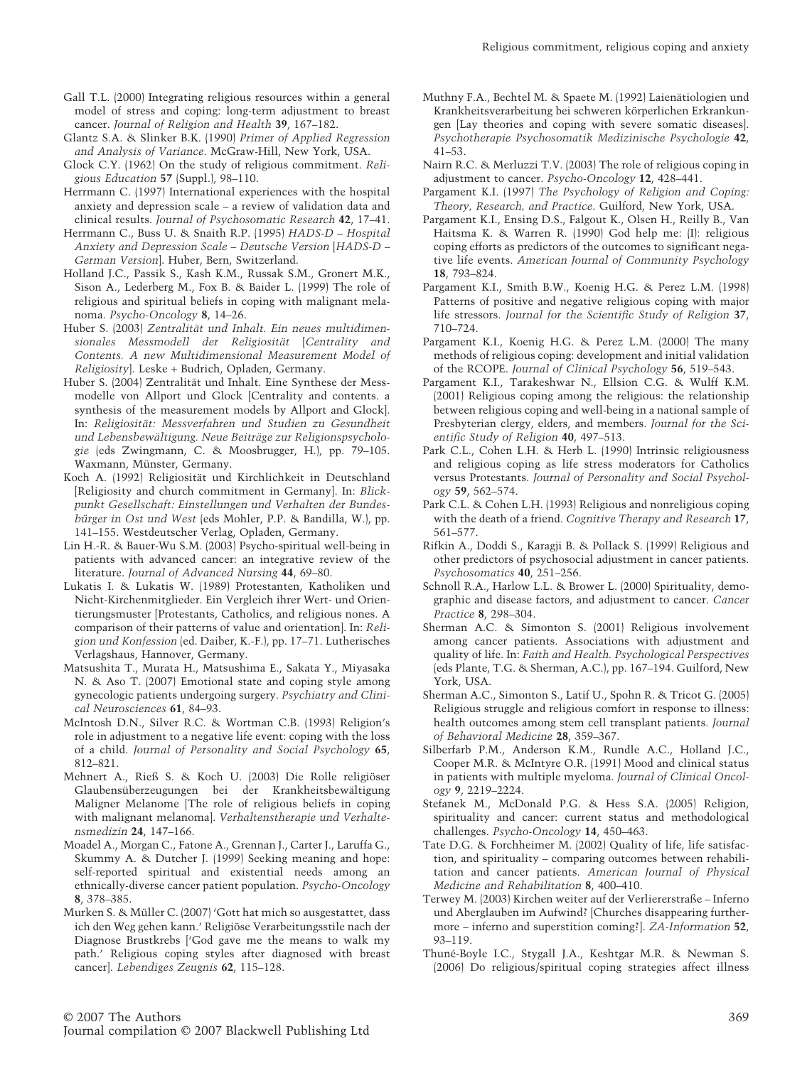Gall T.L. (2000) Integrating religious resources within a general model of stress and coping: long-term adjustment to breast cancer. *Journal of Religion and Health* **39**, 167–182.

Glantz S.A. & Slinker B.K. (1990) *Primer of Applied Regression and Analysis of Variance*. McGraw-Hill, New York, USA.

Glock C.Y. (1962) On the study of religious commitment. *Religious Education* **57** (Suppl.), 98–110.

Herrmann C. (1997) International experiences with the hospital anxiety and depression scale – a review of validation data and clinical results. *Journal of Psychosomatic Research* **42**, 17–41.

Herrmann C., Buss U. & Snaith R.P. (1995) *HADS-D – Hospital Anxiety and Depression Scale – Deutsche Version* [*HADS-D – German Version*]. Huber, Bern, Switzerland.

Holland J.C., Passik S., Kash K.M., Russak S.M., Gronert M.K., Sison A., Lederberg M., Fox B. & Baider L. (1999) The role of religious and spiritual beliefs in coping with malignant melanoma. *Psycho-Oncology* **8**, 14–26.

Huber S. (2003) *Zentralität und Inhalt. Ein neues multidimensionales Messmodell der Religiosität* [*Centrality and Contents. A new Multidimensional Measurement Model of Religiosity*]. Leske + Budrich, Opladen, Germany.

Huber S. (2004) Zentralität und Inhalt. Eine Synthese der Messmodelle von Allport und Glock [Centrality and contents. a synthesis of the measurement models by Allport and Glock]. In: *Religiosität: Messverfahren und Studien zu Gesundheit und Lebensbewältigung. Neue Beiträge zur Religionspsychologie* (eds Zwingmann, C. & Moosbrugger, H.), pp. 79–105. Waxmann, Münster, Germany.

Koch A. (1992) Religiosität und Kirchlichkeit in Deutschland [Religiosity and church commitment in Germany]. In: *Blickpunkt Gesellschaft: Einstellungen und Verhalten der Bundesbürger in Ost und West* (eds Mohler, P.P. & Bandilla, W.), pp. 141–155. Westdeutscher Verlag, Opladen, Germany.

Lin H.-R. & Bauer-Wu S.M. (2003) Psycho-spiritual well-being in patients with advanced cancer: an integrative review of the literature. *Journal of Advanced Nursing* **44**, 69–80.

Lukatis I. & Lukatis W. (1989) Protestanten, Katholiken und Nicht-Kirchenmitglieder. Ein Vergleich ihrer Wert- und Orientierungsmuster [Protestants, Catholics, and religious nones. A comparison of their patterns of value and orientation]. In: *Religion und Konfession* (ed. Daiber, K.-F.), pp. 17–71. Lutherisches Verlagshaus, Hannover, Germany.

Matsushita T., Murata H., Matsushima E., Sakata Y., Miyasaka N. & Aso T. (2007) Emotional state and coping style among gynecologic patients undergoing surgery. *Psychiatry and Clinical Neurosciences* **61**, 84–93.

McIntosh D.N., Silver R.C. & Wortman C.B. (1993) Religion's role in adjustment to a negative life event: coping with the loss of a child. *Journal of Personality and Social Psychology* **65**, 812–821.

Mehnert A., Rieß S. & Koch U. (2003) Die Rolle religiöser Glaubensüberzeugungen bei der Krankheitsbewältigung Maligner Melanome [The role of religious beliefs in coping with malignant melanoma]. *Verhaltenstherapie und Verhaltensmedizin* **24**, 147–166.

Moadel A., Morgan C., Fatone A., Grennan J., Carter J., Laruffa G., Skummy A. & Dutcher J. (1999) Seeking meaning and hope: self-reported spiritual and existential needs among an ethnically-diverse cancer patient population. *Psycho-Oncology* **8**, 378–385.

Murken S. & Müller C. (2007) 'Gott hat mich so ausgestattet, dass ich den Weg gehen kann.' Religiöse Verarbeitungsstile nach der Diagnose Brustkrebs ['God gave me the means to walk my path.' Religious coping styles after diagnosed with breast cancer]. *Lebendiges Zeugnis* **62**, 115–128.

Muthny F.A., Bechtel M. & Spaete M. (1992) Laienätiologien und Krankheitsverarbeitung bei schweren körperlichen Erkrankungen [Lay theories and coping with severe somatic diseases]. *Psychotherapie Psychosomatik Medizinische Psychologie* **42**, 41–53.

Nairn R.C. & Merluzzi T.V. (2003) The role of religious coping in adjustment to cancer. *Psycho-Oncology* **12**, 428–441.

Pargament K.I. (1997) *The Psychology of Religion and Coping: Theory, Research, and Practice*. Guilford, New York, USA.

Pargament K.I., Ensing D.S., Falgout K., Olsen H., Reilly B., Van Haitsma K. & Warren R. (1990) God help me: (I): religious coping efforts as predictors of the outcomes to significant negative life events. *American Journal of Community Psychology* **18**, 793–824.

Pargament K.I., Smith B.W., Koenig H.G. & Perez L.M. (1998) Patterns of positive and negative religious coping with major life stressors. *Journal for the Scientific Study of Religion* **37**, 710–724.

Pargament K.I., Koenig H.G. & Perez L.M. (2000) The many methods of religious coping: development and initial validation of the RCOPE. *Journal of Clinical Psychology* **56**, 519–543.

Pargament K.I., Tarakeshwar N., Ellsion C.G. & Wulff K.M. (2001) Religious coping among the religious: the relationship between religious coping and well-being in a national sample of Presbyterian clergy, elders, and members. *Journal for the Scientific Study of Religion* **40**, 497–513.

Park C.L., Cohen L.H. & Herb L. (1990) Intrinsic religiousness and religious coping as life stress moderators for Catholics versus Protestants. *Journal of Personality and Social Psychology* **59**, 562–574.

Park C.L. & Cohen L.H. (1993) Religious and nonreligious coping with the death of a friend. *Cognitive Therapy and Research* **17**, 561–577.

Rifkin A., Doddi S., Karagji B. & Pollack S. (1999) Religious and other predictors of psychosocial adjustment in cancer patients. *Psychosomatics* **40**, 251–256.

Schnoll R.A., Harlow L.L. & Brower L. (2000) Spirituality, demographic and disease factors, and adjustment to cancer. *Cancer Practice* **8**, 298–304.

Sherman A.C. & Simonton S. (2001) Religious involvement among cancer patients. Associations with adjustment and quality of life. In: *Faith and Health. Psychological Perspectives* (eds Plante, T.G. & Sherman, A.C.), pp. 167–194. Guilford, New York, USA.

Sherman A.C., Simonton S., Latif U., Spohn R. & Tricot G. (2005) Religious struggle and religious comfort in response to illness: health outcomes among stem cell transplant patients. *Journal of Behavioral Medicine* **28**, 359–367.

Silberfarb P.M., Anderson K.M., Rundle A.C., Holland J.C., Cooper M.R. & McIntyre O.R. (1991) Mood and clinical status in patients with multiple myeloma. *Journal of Clinical Oncology* **9**, 2219–2224.

Stefanek M., McDonald P.G. & Hess S.A. (2005) Religion, spirituality and cancer: current status and methodological challenges. *Psycho-Oncology* **14**, 450–463.

Tate D.G. & Forchheimer M. (2002) Quality of life, life satisfaction, and spirituality – comparing outcomes between rehabilitation and cancer patients. *American Journal of Physical Medicine and Rehabilitation* **8**, 400–410.

Terwey M. (2003) Kirchen weiter auf der Verliererstraße – Inferno und Aberglauben im Aufwind? [Churches disappearing furthermore – inferno and superstition coming?]. *ZA-Information* **52**, 93–119.

Thuné-Boyle I.C., Stygall J.A., Keshtgar M.R. & Newman S. (2006) Do religious/spiritual coping strategies affect illness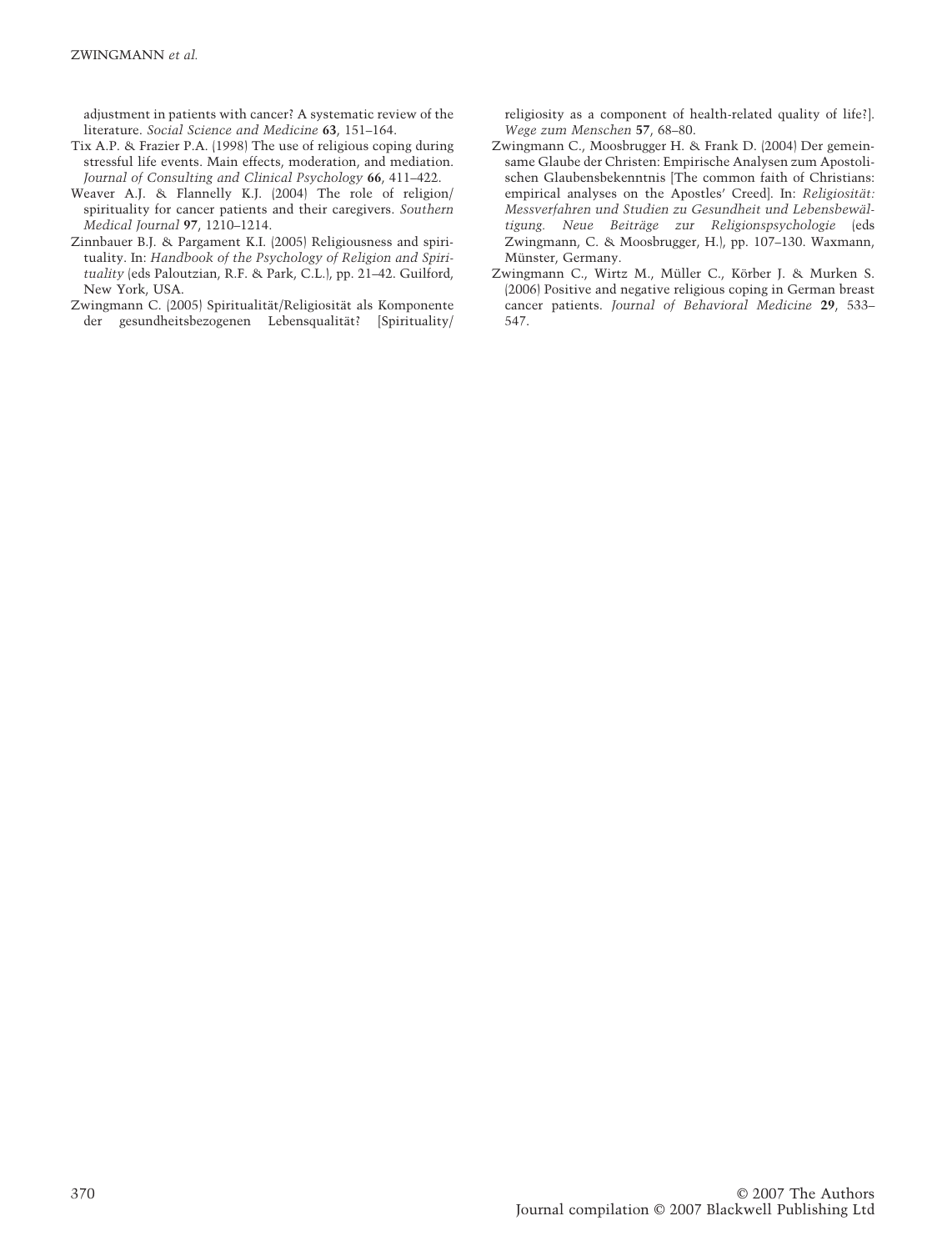adjustment in patients with cancer? A systematic review of the literature. *Social Science and Medicine* **63**, 151–164.

Tix A.P. & Frazier P.A. (1998) The use of religious coping during stressful life events. Main effects, moderation, and mediation. *Journal of Consulting and Clinical Psychology* **66**, 411–422.

Weaver A.J. & Flannelly K.J. (2004) The role of religion/spirituality for cancer patients and their caregivers. *Southern Medical Journal* **97**, 1210–1214.

Zinnbauer B.J. & Pargament K.I. (2005) Religiousness and spirituality. In: *Handbook of the Psychology of Religion and Spirituality* (eds Paloutzian, R.F. & Park, C.L.), pp. 21–42. Guilford, New York, USA.

Zwingmann C. (2005) Spiritualität/Religiosität als Komponente der gesundheitsbezogenen Lebensqualität? [Spirituality/religiosity as a component of health-related quality of life?]. *Wege zum Menschen* **57**, 68–80.

Zwingmann C., Moosbrugger H. & Frank D. (2004) Der gemeinsame Glaube der Christen: Empirische Analysen zum Apostolischen Glaubensbekenntnis [The common faith of Christians: empirical analyses on the Apostles' Creed]. In: *Religiosität: Messverfahren und Studien zu Gesundheit und Lebensbewältigung. Neue Beiträge zur Religionspsychologie* (eds Zwingmann, C. & Moosbrugger, H.), pp. 107–130. Waxmann, Münster, Germany.

Zwingmann C., Wirtz M., Müller C., Körber J. & Murken S. (2006) Positive and negative religious coping in German breast cancer patients. *Journal of Behavioral Medicine* **29**, 533–547.